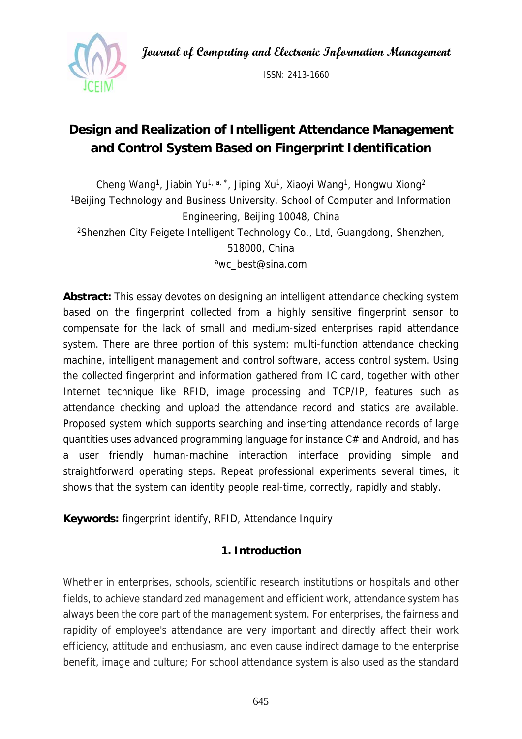# Design and Realization of Intelligent Attendance Management and Control System Based on Fingerprint Identification

Cheng Wang[1], Jiabin Yu[1, a, *], Jiping Xu[1], Xiaoyi Wang[1], Hongwu Xiong[2]

[1]Beijing Technology and Business University, School of Computer and Information Engineering, Beijing 10048, China

[2]Shenzhen City Feigete Intelligent Technology Co., Ltd, Guangdong, Shenzhen, 518000, China

[a]wc_best@sina.com

**Abstract:** This essay devotes on designing an intelligent attendance checking system based on the fingerprint collected from a highly sensitive fingerprint sensor to compensate for the lack of small and medium-sized enterprises rapid attendance system. There are three portion of this system: multi-function attendance checking machine, intelligent management and control software, access control system. Using the collected fingerprint and information gathered from IC card, together with other Internet technique like RFID, image processing and TCP/IP, features such as attendance checking and upload the attendance record and statics are available. Proposed system which supports searching and inserting attendance records of large quantities uses advanced programming language for instance C# and Android, and has a user friendly human-machine interaction interface providing simple and straightforward operating steps. Repeat professional experiments several times, it shows that the system can identity people real-time, correctly, rapidly and stably.

**Keywords:** fingerprint identify, RFID, Attendance Inquiry

## 1. Introduction

Whether in enterprises, schools, scientific research institutions or hospitals and other fields, to achieve standardized management and efficient work, attendance system has always been the core part of the management system. For enterprises, the fairness and rapidity of employee's attendance are very important and directly affect their work efficiency, attitude and enthusiasm, and even cause indirect damage to the enterprise benefit, image and culture; For school attendance system is also used as the standard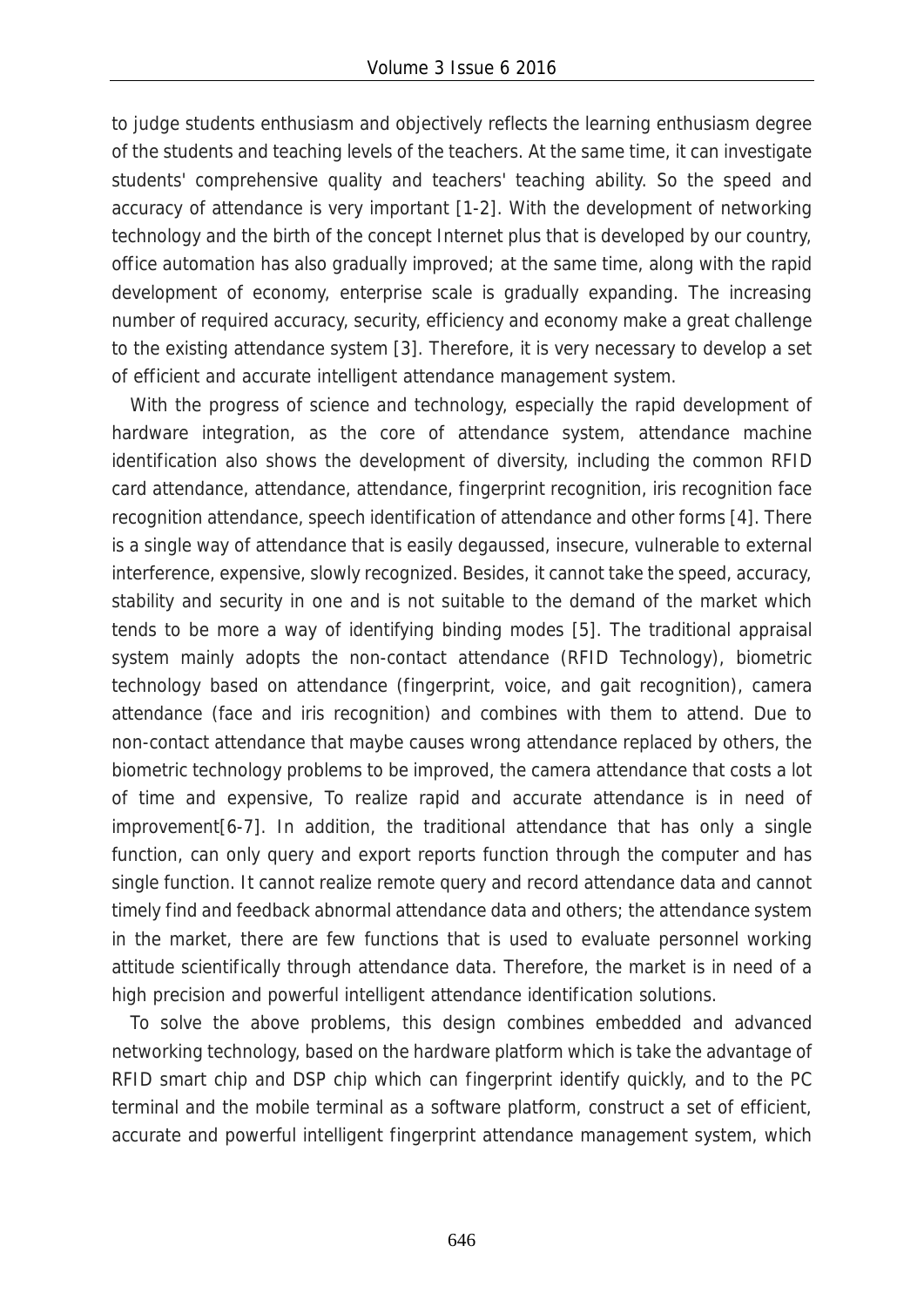to judge students enthusiasm and objectively reflects the learning enthusiasm degree of the students and teaching levels of the teachers. At the same time, it can investigate students' comprehensive quality and teachers' teaching ability. So the speed and accuracy of attendance is very important [1-2]. With the development of networking technology and the birth of the concept Internet plus that is developed by our country, office automation has also gradually improved; at the same time, along with the rapid development of economy, enterprise scale is gradually expanding. The increasing number of required accuracy, security, efficiency and economy make a great challenge to the existing attendance system [3]. Therefore, it is very necessary to develop a set of efficient and accurate intelligent attendance management system.

With the progress of science and technology, especially the rapid development of hardware integration, as the core of attendance system, attendance machine identification also shows the development of diversity, including the common RFID card attendance, attendance, attendance, fingerprint recognition, iris recognition face recognition attendance, speech identification of attendance and other forms [4]. There is a single way of attendance that is easily degaussed, insecure, vulnerable to external interference, expensive, slowly recognized. Besides, it cannot take the speed, accuracy, stability and security in one and is not suitable to the demand of the market which tends to be more a way of identifying binding modes [5]. The traditional appraisal system mainly adopts the non-contact attendance (RFID Technology), biometric technology based on attendance (fingerprint, voice, and gait recognition), camera attendance (face and iris recognition) and combines with them to attend. Due to non-contact attendance that maybe causes wrong attendance replaced by others, the biometric technology problems to be improved, the camera attendance that costs a lot of time and expensive, To realize rapid and accurate attendance is in need of improvement[6-7]. In addition, the traditional attendance that has only a single function, can only query and export reports function through the computer and has single function. It cannot realize remote query and record attendance data and cannot timely find and feedback abnormal attendance data and others; the attendance system in the market, there are few functions that is used to evaluate personnel working attitude scientifically through attendance data. Therefore, the market is in need of a high precision and powerful intelligent attendance identification solutions.

To solve the above problems, this design combines embedded and advanced networking technology, based on the hardware platform which is take the advantage of RFID smart chip and DSP chip which can fingerprint identify quickly, and to the PC terminal and the mobile terminal as a software platform, construct a set of efficient, accurate and powerful intelligent fingerprint attendance management system, which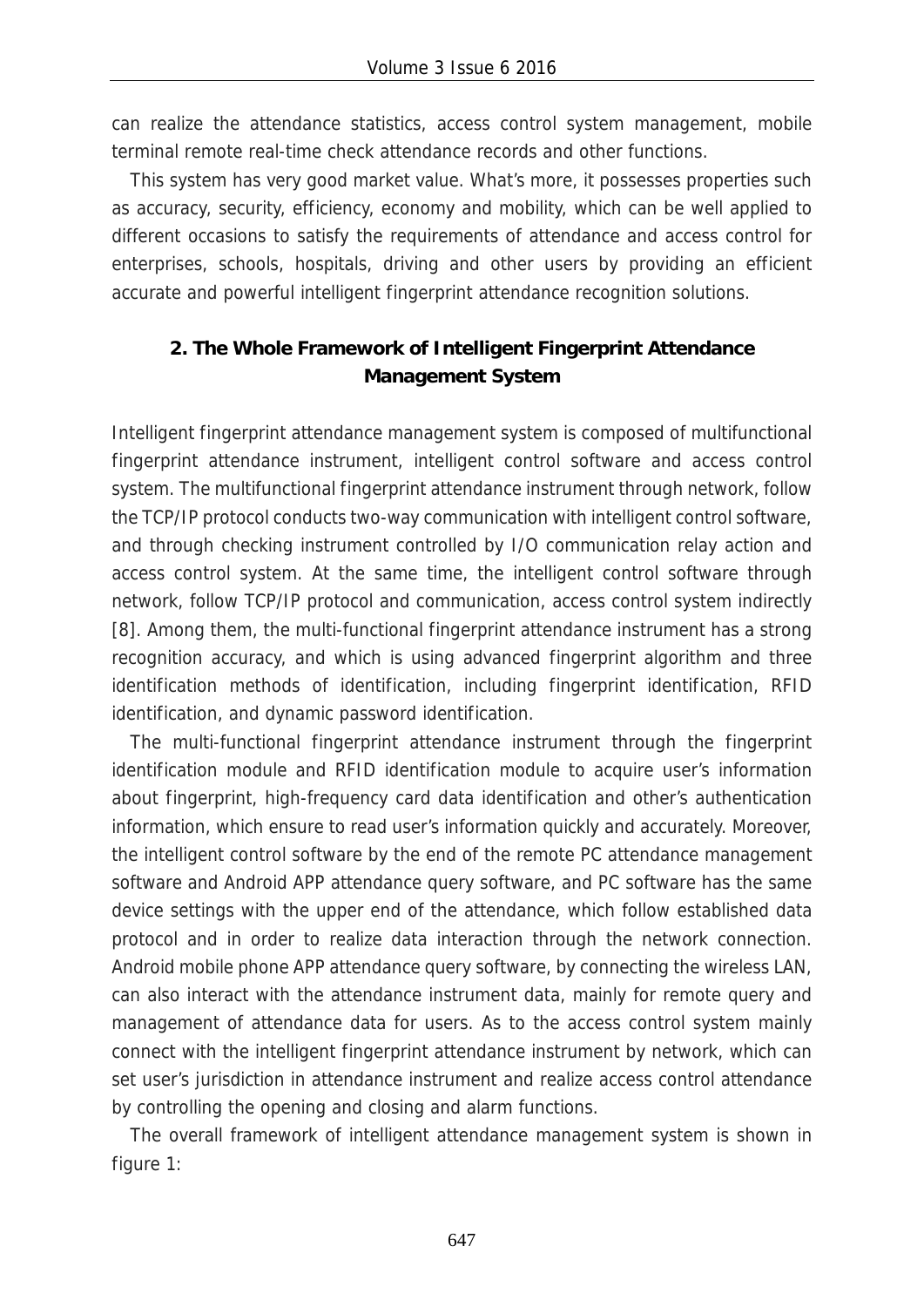can realize the attendance statistics, access control system management, mobile terminal remote real-time check attendance records and other functions.

This system has very good market value. What's more, it possesses properties such as accuracy, security, efficiency, economy and mobility, which can be well applied to different occasions to satisfy the requirements of attendance and access control for enterprises, schools, hospitals, driving and other users by providing an efficient accurate and powerful intelligent fingerprint attendance recognition solutions.

## 2. The Whole Framework of Intelligent Fingerprint Attendance Management System

Intelligent fingerprint attendance management system is composed of multifunctional fingerprint attendance instrument, intelligent control software and access control system. The multifunctional fingerprint attendance instrument through network, follow the TCP/IP protocol conducts two-way communication with intelligent control software, and through checking instrument controlled by I/O communication relay action and access control system. At the same time, the intelligent control software through network, follow TCP/IP protocol and communication, access control system indirectly [8]. Among them, the multi-functional fingerprint attendance instrument has a strong recognition accuracy, and which is using advanced fingerprint algorithm and three identification methods of identification, including fingerprint identification, RFID identification, and dynamic password identification.

The multi-functional fingerprint attendance instrument through the fingerprint identification module and RFID identification module to acquire user's information about fingerprint, high-frequency card data identification and other's authentication information, which ensure to read user's information quickly and accurately. Moreover, the intelligent control software by the end of the remote PC attendance management software and Android APP attendance query software, and PC software has the same device settings with the upper end of the attendance, which follow established data protocol and in order to realize data interaction through the network connection. Android mobile phone APP attendance query software, by connecting the wireless LAN, can also interact with the attendance instrument data, mainly for remote query and management of attendance data for users. As to the access control system mainly connect with the intelligent fingerprint attendance instrument by network, which can set user's jurisdiction in attendance instrument and realize access control attendance by controlling the opening and closing and alarm functions.

The overall framework of intelligent attendance management system is shown in figure 1: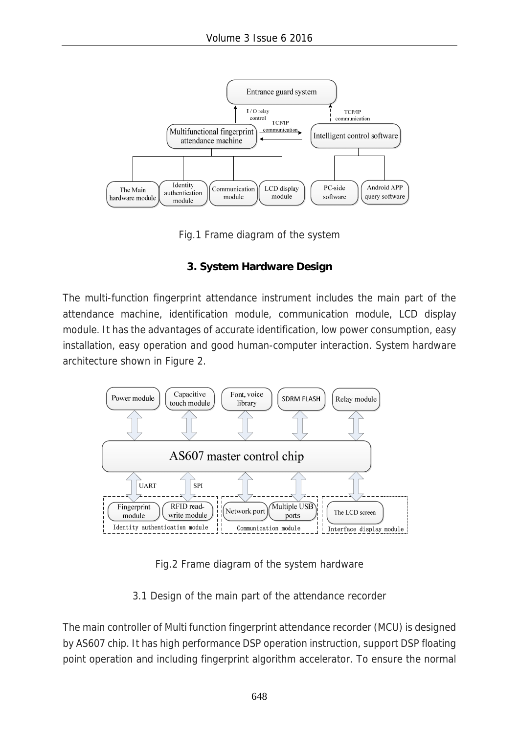Fig.1 Frame diagram of the system

## 3. System Hardware Design

The multi-function fingerprint attendance instrument includes the main part of the attendance machine, identification module, communication module, LCD display module. It has the advantages of accurate identification, low power consumption, easy installation, easy operation and good human-computer interaction. System hardware architecture shown in Figure 2.

Fig.2 Frame diagram of the system hardware

### 3.1 Design of the main part of the attendance recorder

The main controller of Multi function fingerprint attendance recorder (MCU) is designed by AS607 chip. It has high performance DSP operation instruction, support DSP floating point operation and including fingerprint algorithm accelerator. To ensure the normal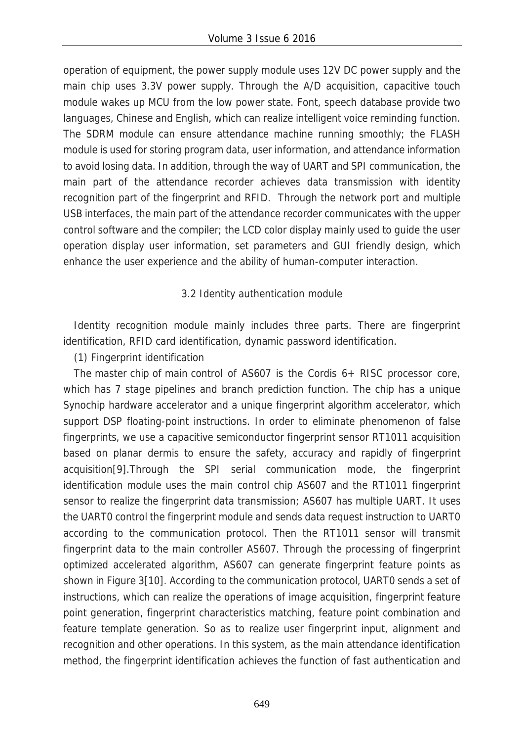operation of equipment, the power supply module uses 12V DC power supply and the main chip uses 3.3V power supply. Through the A/D acquisition, capacitive touch module wakes up MCU from the low power state. Font, speech database provide two languages, Chinese and English, which can realize intelligent voice reminding function. The SDRM module can ensure attendance machine running smoothly; the FLASH module is used for storing program data, user information, and attendance information to avoid losing data. In addition, through the way of UART and SPI communication, the main part of the attendance recorder achieves data transmission with identity recognition part of the fingerprint and RFID. Through the network port and multiple USB interfaces, the main part of the attendance recorder communicates with the upper control software and the compiler; the LCD color display mainly used to guide the user operation display user information, set parameters and GUI friendly design, which enhance the user experience and the ability of human-computer interaction.

### 3.2 Identity authentication module

Identity recognition module mainly includes three parts. There are fingerprint identification, RFID card identification, dynamic password identification.

(1) Fingerprint identification

The master chip of main control of AS607 is the Cordis 6+ RISC processor core, which has 7 stage pipelines and branch prediction function. The chip has a unique Synochip hardware accelerator and a unique fingerprint algorithm accelerator, which support DSP floating-point instructions. In order to eliminate phenomenon of false fingerprints, we use a capacitive semiconductor fingerprint sensor RT1011 acquisition based on planar dermis to ensure the safety, accuracy and rapidly of fingerprint acquisition[9].Through the SPI serial communication mode, the fingerprint identification module uses the main control chip AS607 and the RT1011 fingerprint sensor to realize the fingerprint data transmission; AS607 has multiple UART. It uses the UART0 control the fingerprint module and sends data request instruction to UART0 according to the communication protocol. Then the RT1011 sensor will transmit fingerprint data to the main controller AS607. Through the processing of fingerprint optimized accelerated algorithm, AS607 can generate fingerprint feature points as shown in Figure 3[10]. According to the communication protocol, UART0 sends a set of instructions, which can realize the operations of image acquisition, fingerprint feature point generation, fingerprint characteristics matching, feature point combination and feature template generation. So as to realize user fingerprint input, alignment and recognition and other operations. In this system, as the main attendance identification method, the fingerprint identification achieves the function of fast authentication and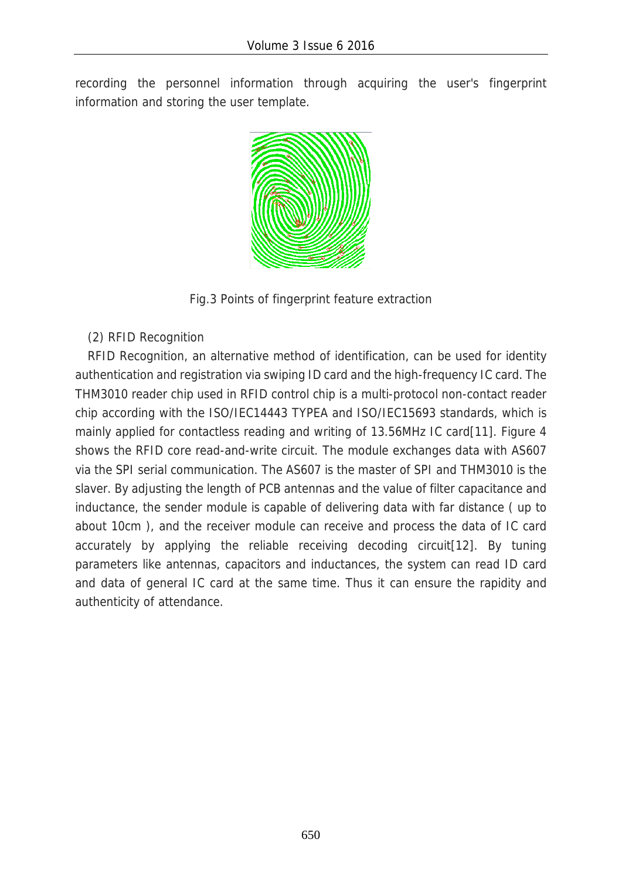recording the personnel information through acquiring the user's fingerprint information and storing the user template.

Fig.3 Points of fingerprint feature extraction

(2) RFID Recognition

RFID Recognition, an alternative method of identification, can be used for identity authentication and registration via swiping ID card and the high-frequency IC card. The THM3010 reader chip used in RFID control chip is a multi-protocol non-contact reader chip according with the ISO/IEC14443 TYPEA and ISO/IEC15693 standards, which is mainly applied for contactless reading and writing of 13.56MHz IC card[11]. Figure 4 shows the RFID core read-and-write circuit. The module exchanges data with AS607 via the SPI serial communication. The AS607 is the master of SPI and THM3010 is the slaver. By adjusting the length of PCB antennas and the value of filter capacitance and inductance, the sender module is capable of delivering data with far distance ( up to about 10cm ), and the receiver module can receive and process the data of IC card accurately by applying the reliable receiving decoding circuit[12]. By tuning parameters like antennas, capacitors and inductances, the system can read ID card and data of general IC card at the same time. Thus it can ensure the rapidity and authenticity of attendance.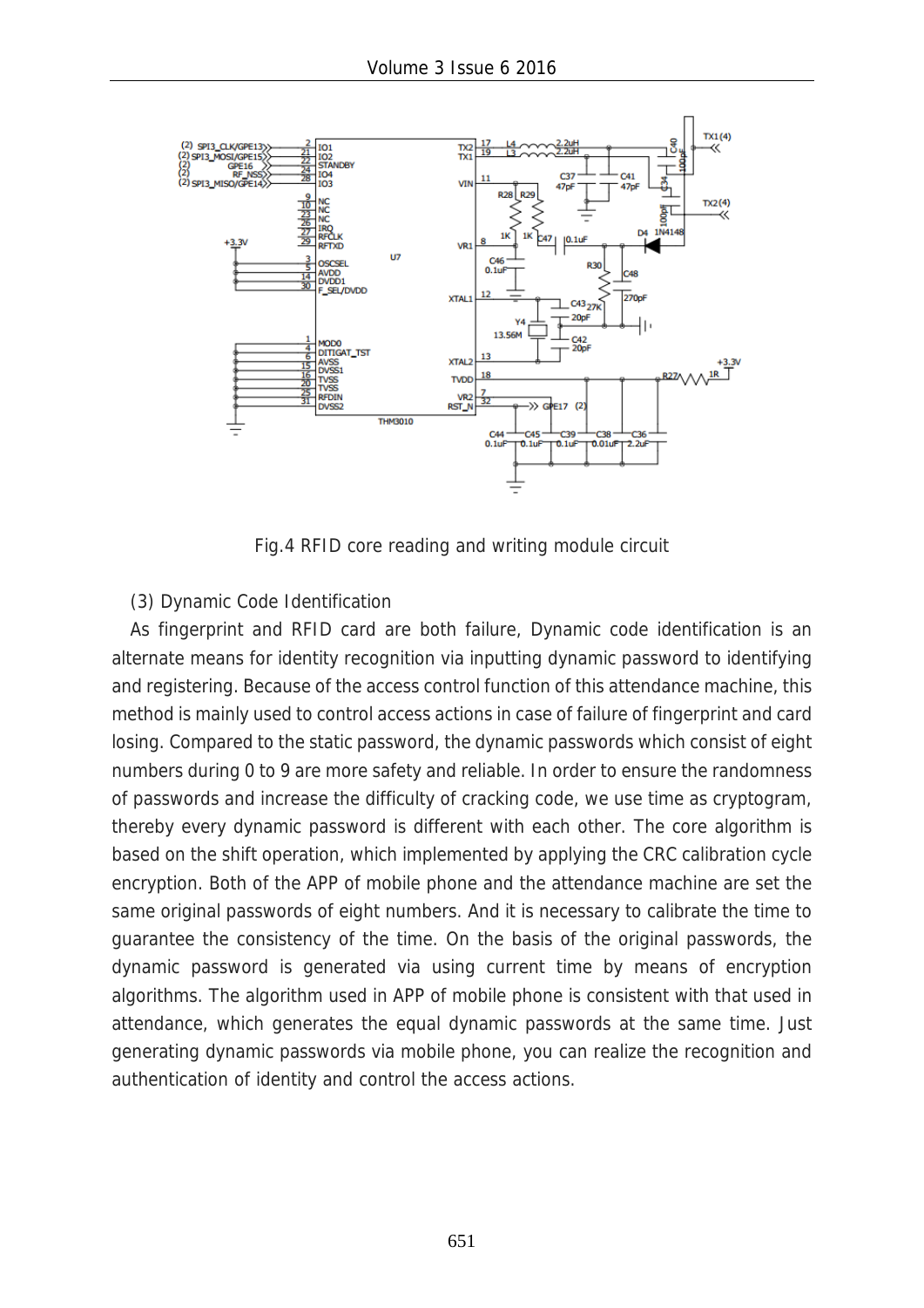Fig.4 RFID core reading and writing module circuit

(3) Dynamic Code Identification

As fingerprint and RFID card are both failure, Dynamic code identification is an alternate means for identity recognition via inputting dynamic password to identifying and registering. Because of the access control function of this attendance machine, this method is mainly used to control access actions in case of failure of fingerprint and card losing. Compared to the static password, the dynamic passwords which consist of eight numbers during 0 to 9 are more safety and reliable. In order to ensure the randomness of passwords and increase the difficulty of cracking code, we use time as cryptogram, thereby every dynamic password is different with each other. The core algorithm is based on the shift operation, which implemented by applying the CRC calibration cycle encryption. Both of the APP of mobile phone and the attendance machine are set the same original passwords of eight numbers. And it is necessary to calibrate the time to guarantee the consistency of the time. On the basis of the original passwords, the dynamic password is generated via using current time by means of encryption algorithms. The algorithm used in APP of mobile phone is consistent with that used in attendance, which generates the equal dynamic passwords at the same time. Just generating dynamic passwords via mobile phone, you can realize the recognition and authentication of identity and control the access actions.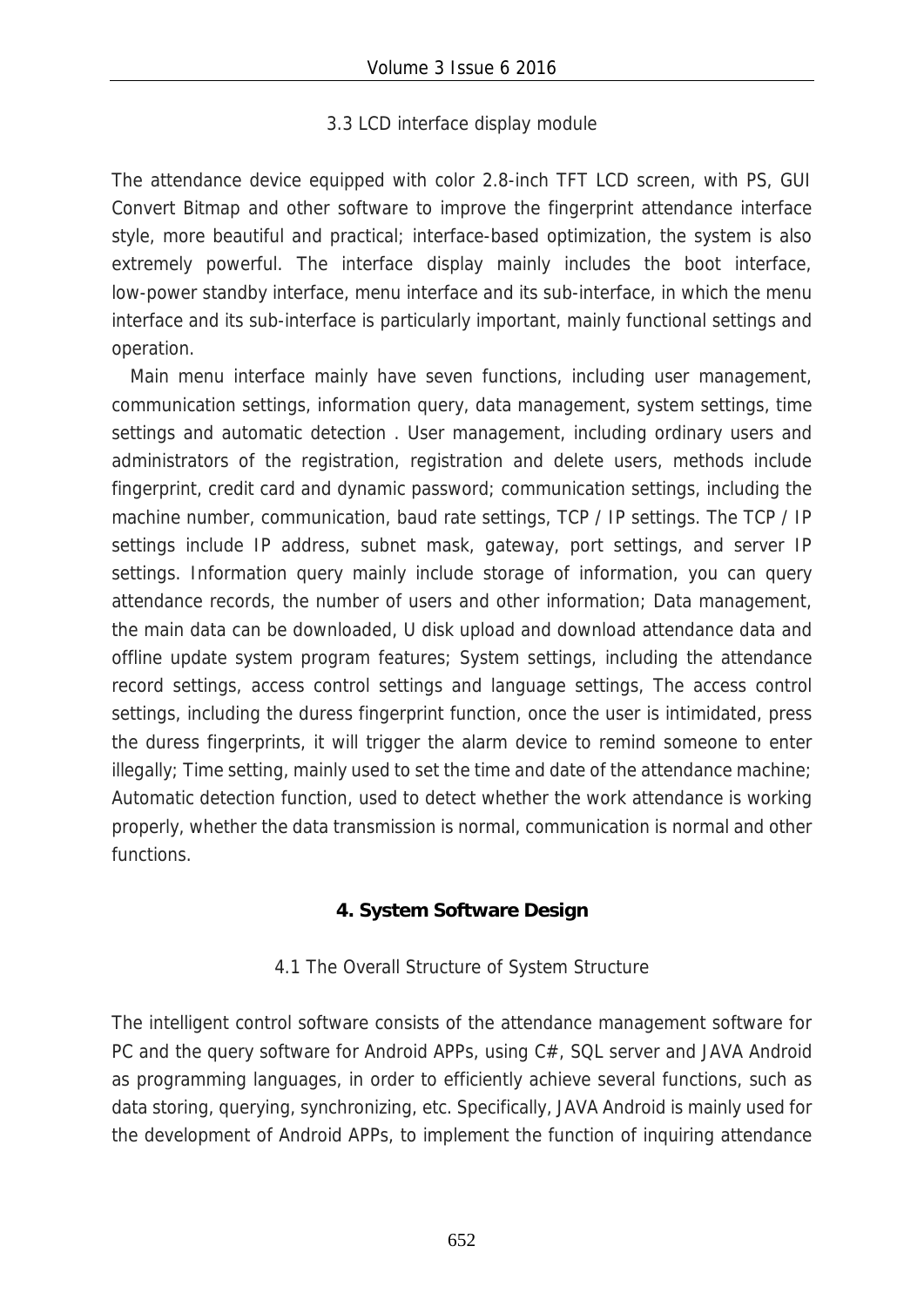### 3.3 LCD interface display module

The attendance device equipped with color 2.8-inch TFT LCD screen, with PS, GUI Convert Bitmap and other software to improve the fingerprint attendance interface style, more beautiful and practical; interface-based optimization, the system is also extremely powerful. The interface display mainly includes the boot interface, low-power standby interface, menu interface and its sub-interface, in which the menu interface and its sub-interface is particularly important, mainly functional settings and operation.

Main menu interface mainly have seven functions, including user management, communication settings, information query, data management, system settings, time settings and automatic detection . User management, including ordinary users and administrators of the registration, registration and delete users, methods include fingerprint, credit card and dynamic password; communication settings, including the machine number, communication, baud rate settings, TCP / IP settings. The TCP / IP settings include IP address, subnet mask, gateway, port settings, and server IP settings. Information query mainly include storage of information, you can query attendance records, the number of users and other information; Data management, the main data can be downloaded, U disk upload and download attendance data and offline update system program features; System settings, including the attendance record settings, access control settings and language settings, The access control settings, including the duress fingerprint function, once the user is intimidated, press the duress fingerprints, it will trigger the alarm device to remind someone to enter illegally; Time setting, mainly used to set the time and date of the attendance machine; Automatic detection function, used to detect whether the work attendance is working properly, whether the data transmission is normal, communication is normal and other functions.

## 4. System Software Design

### 4.1 The Overall Structure of System Structure

The intelligent control software consists of the attendance management software for PC and the query software for Android APPs, using C#, SQL server and JAVA Android as programming languages, in order to efficiently achieve several functions, such as data storing, querying, synchronizing, etc. Specifically, JAVA Android is mainly used for the development of Android APPs, to implement the function of inquiring attendance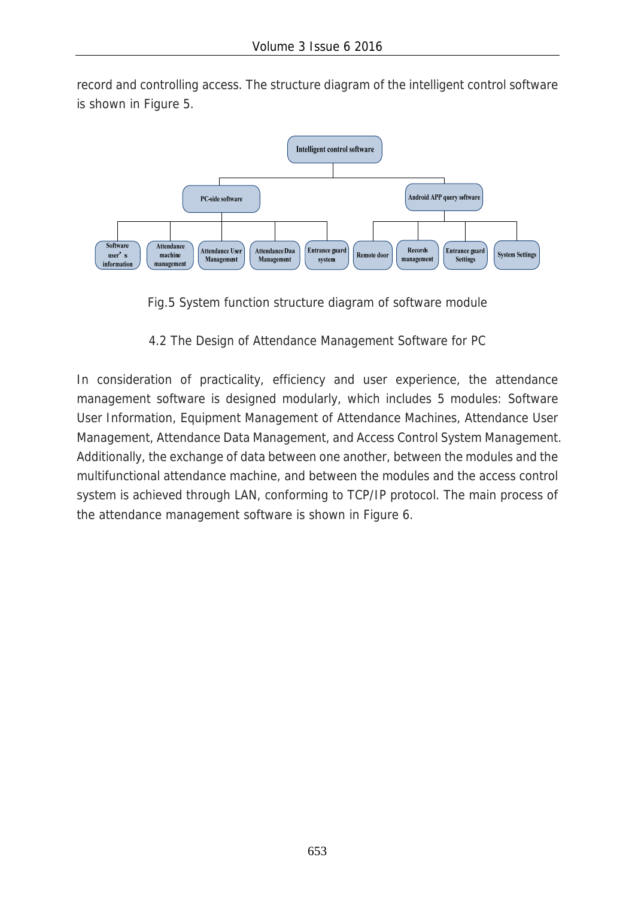record and controlling access. The structure diagram of the intelligent control software is shown in Figure 5.

Fig.5 System function structure diagram of software module

## 4.2 The Design of Attendance Management Software for PC

In consideration of practicality, efficiency and user experience, the attendance management software is designed modularly, which includes 5 modules: Software User Information, Equipment Management of Attendance Machines, Attendance User Management, Attendance Data Management, and Access Control System Management. Additionally, the exchange of data between one another, between the modules and the multifunctional attendance machine, and between the modules and the access control system is achieved through LAN, conforming to TCP/IP protocol. The main process of the attendance management software is shown in Figure 6.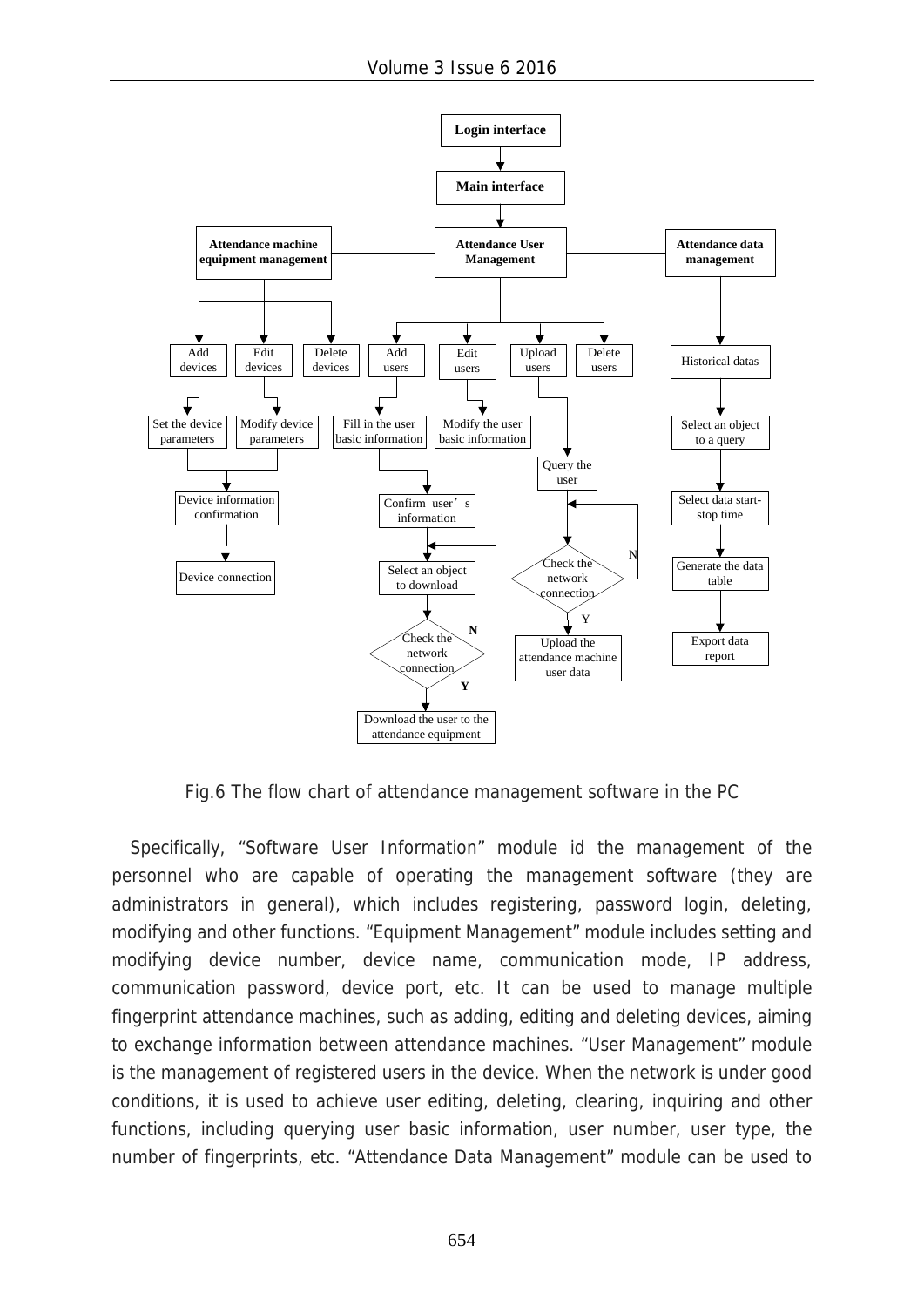Fig.6 The flow chart of attendance management software in the PC

Specifically, "Software User Information" module id the management of the personnel who are capable of operating the management software (they are administrators in general), which includes registering, password login, deleting, modifying and other functions. "Equipment Management" module includes setting and modifying device number, device name, communication mode, IP address, communication password, device port, etc. It can be used to manage multiple fingerprint attendance machines, such as adding, editing and deleting devices, aiming to exchange information between attendance machines. "User Management" module is the management of registered users in the device. When the network is under good conditions, it is used to achieve user editing, deleting, clearing, inquiring and other functions, including querying user basic information, user number, user type, the number of fingerprints, etc. "Attendance Data Management" module can be used to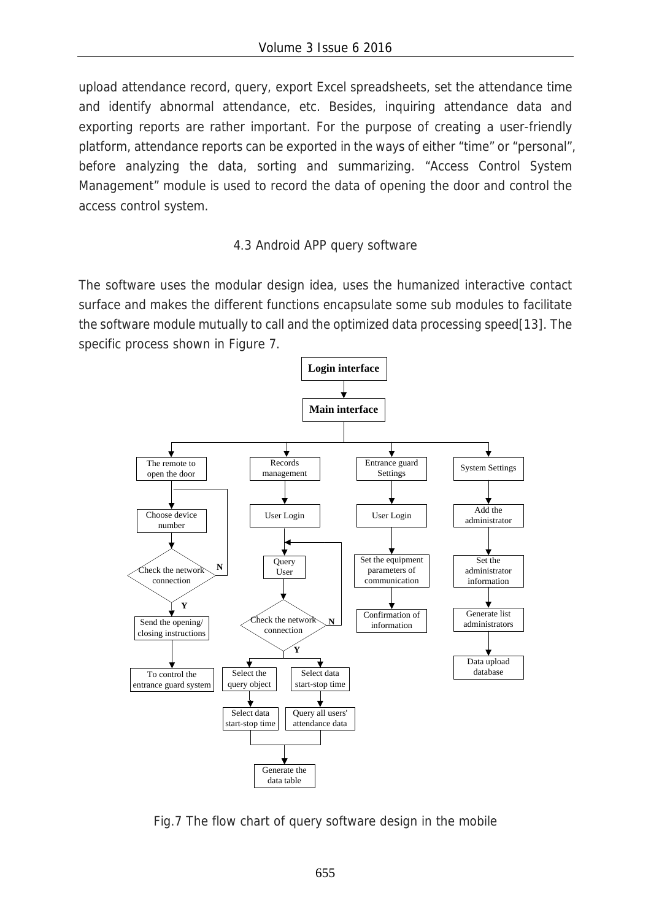upload attendance record, query, export Excel spreadsheets, set the attendance time and identify abnormal attendance, etc. Besides, inquiring attendance data and exporting reports are rather important. For the purpose of creating a user-friendly platform, attendance reports can be exported in the ways of either “time” or “personal”, before analyzing the data, sorting and summarizing. “Access Control System Management” module is used to record the data of opening the door and control the access control system.

### 4.3 Android APP query software

The software uses the modular design idea, uses the humanized interactive contact surface and makes the different functions encapsulate some sub modules to facilitate the software module mutually to call and the optimized data processing speed[13]. The specific process shown in Figure 7.

Fig.7 The flow chart of query software design in the mobile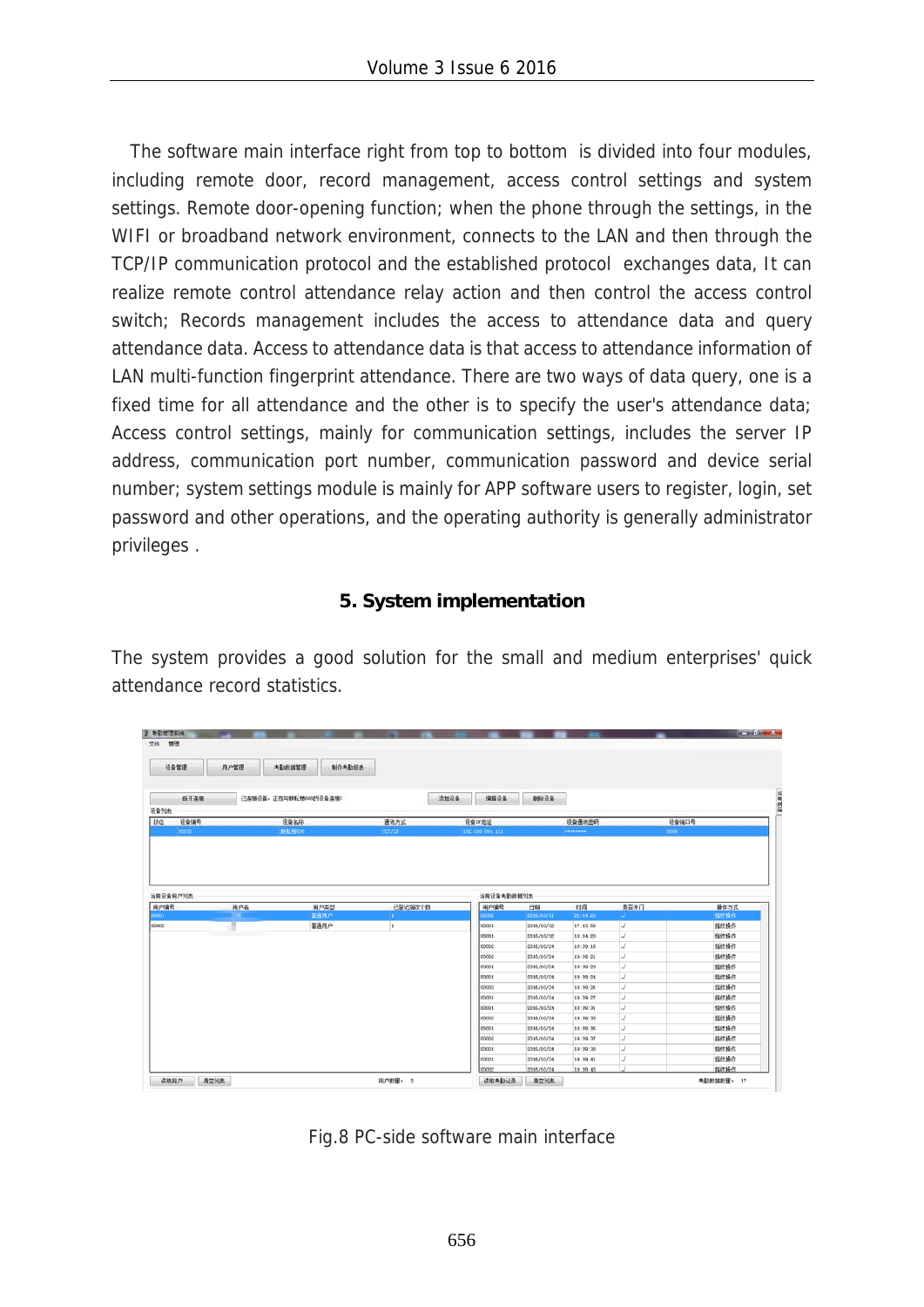The software main interface right from top to bottom is divided into four modules, including remote door, record management, access control settings and system settings. Remote door-opening function; when the phone through the settings, in the WIFI or broadband network environment, connects to the LAN and then through the TCP/IP communication protocol and the established protocol exchanges data, It can realize remote control attendance relay action and then control the access control switch; Records management includes the access to attendance data and query attendance data. Access to attendance data is that access to attendance information of LAN multi-function fingerprint attendance. There are two ways of data query, one is a fixed time for all attendance and the other is to specify the user's attendance data; Access control settings, mainly for communication settings, includes the server IP address, communication port number, communication password and device serial number; system settings module is mainly for APP software users to register, login, set password and other operations, and the operating authority is generally administrator privileges .

## 5. System implementation

The system provides a good solution for the small and medium enterprises' quick attendance record statistics.

Fig.8 PC-side software main interface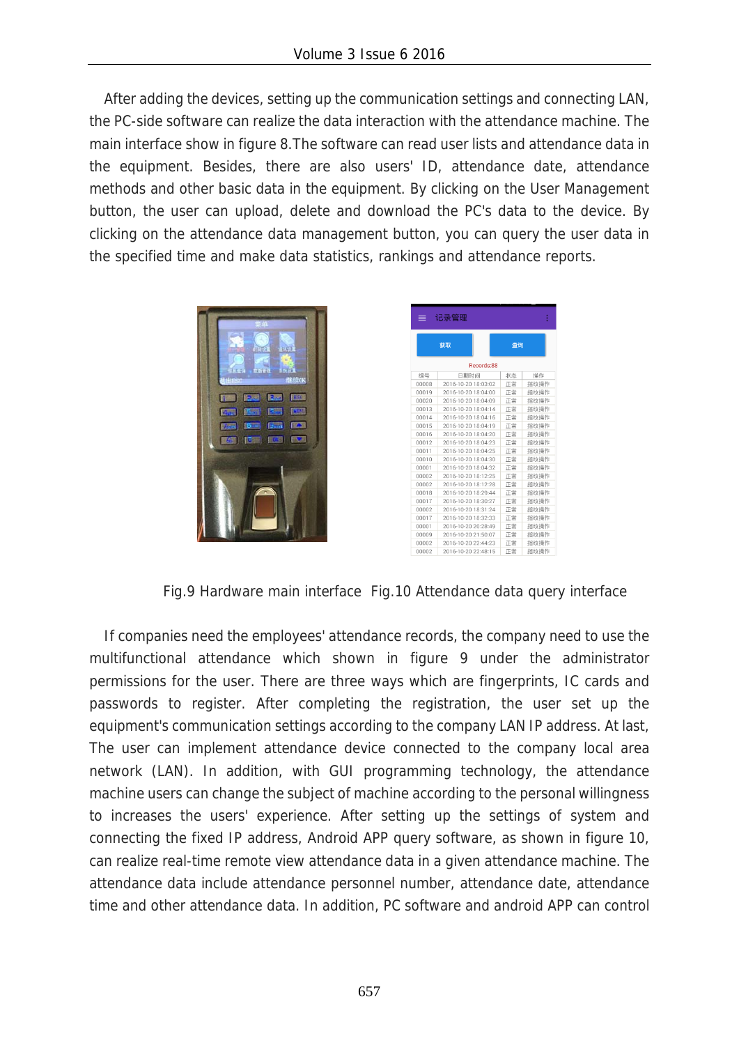After adding the devices, setting up the communication settings and connecting LAN, the PC-side software can realize the data interaction with the attendance machine. The main interface show in figure 8.The software can read user lists and attendance data in the equipment. Besides, there are also users' ID, attendance date, attendance methods and other basic data in the equipment. By clicking on the User Management button, the user can upload, delete and download the PC's data to the device. By clicking on the attendance data management button, you can query the user data in the specified time and make data statistics, rankings and attendance reports.

Fig.9 Hardware main interface  Fig.10 Attendance data query interface

If companies need the employees' attendance records, the company need to use the multifunctional attendance which shown in figure 9 under the administrator permissions for the user. There are three ways which are fingerprints, IC cards and passwords to register. After completing the registration, the user set up the equipment's communication settings according to the company LAN IP address. At last, The user can implement attendance device connected to the company local area network (LAN). In addition, with GUI programming technology, the attendance machine users can change the subject of machine according to the personal willingness to increases the users' experience. After setting up the settings of system and connecting the fixed IP address, Android APP query software, as shown in figure 10, can realize real-time remote view attendance data in a given attendance machine. The attendance data include attendance personnel number, attendance date, attendance time and other attendance data. In addition, PC software and android APP can control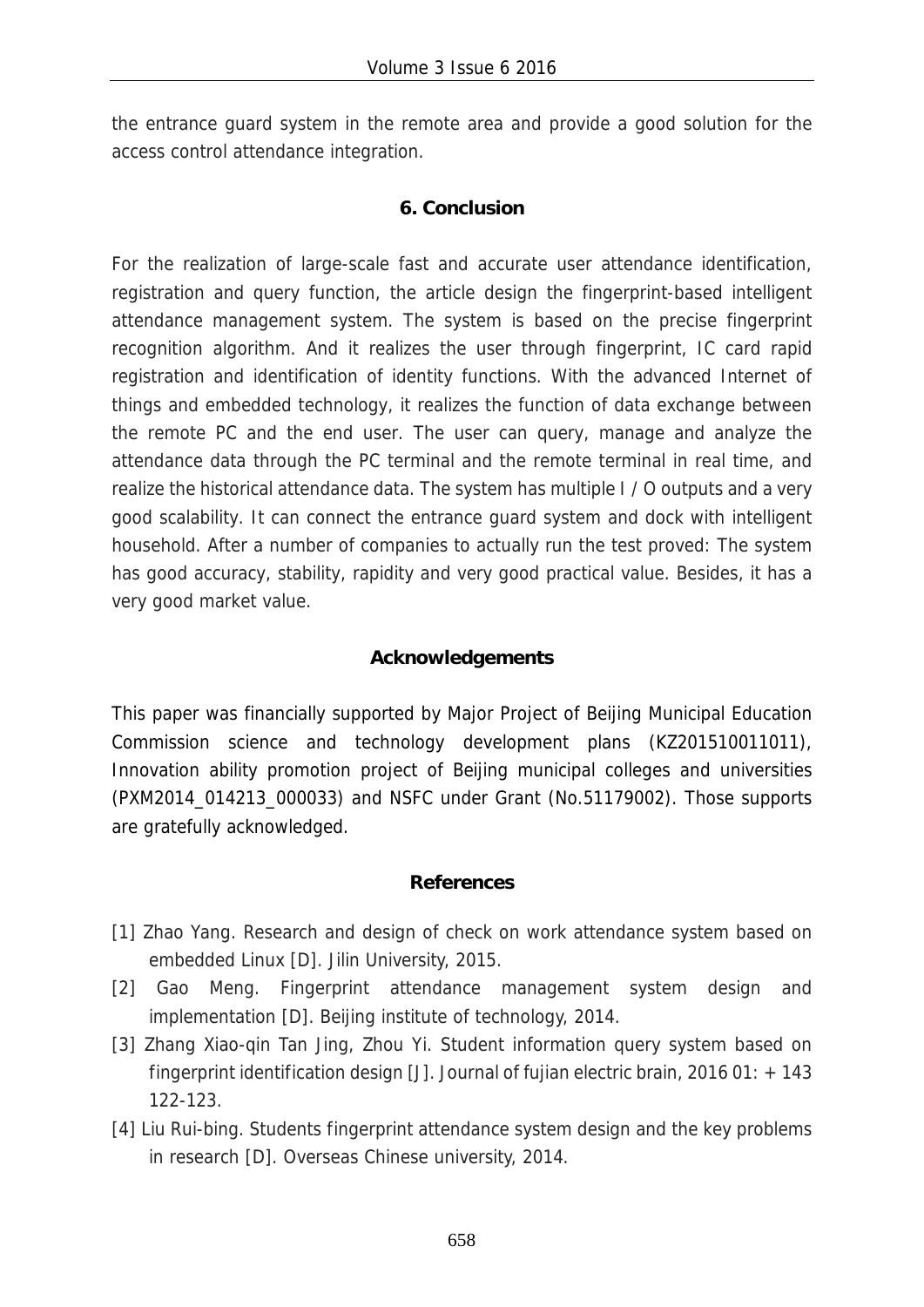the entrance guard system in the remote area and provide a good solution for the access control attendance integration.

## 6. Conclusion

For the realization of large-scale fast and accurate user attendance identification, registration and query function, the article design the fingerprint-based intelligent attendance management system. The system is based on the precise fingerprint recognition algorithm. And it realizes the user through fingerprint, IC card rapid registration and identification of identity functions. With the advanced Internet of things and embedded technology, it realizes the function of data exchange between the remote PC and the end user. The user can query, manage and analyze the attendance data through the PC terminal and the remote terminal in real time, and realize the historical attendance data. The system has multiple I / O outputs and a very good scalability. It can connect the entrance guard system and dock with intelligent household. After a number of companies to actually run the test proved: The system has good accuracy, stability, rapidity and very good practical value. Besides, it has a very good market value.

## Acknowledgements

This paper was financially supported by Major Project of Beijing Municipal Education Commission science and technology development plans (KZ201510011011), Innovation ability promotion project of Beijing municipal colleges and universities (PXM2014_014213_000033) and NSFC under Grant (No.51179002). Those supports are gratefully acknowledged.

## References

[1] Zhao Yang. Research and design of check on work attendance system based on embedded Linux [D]. Jilin University, 2015.

[2] Gao Meng. Fingerprint attendance management system design and implementation [D]. Beijing institute of technology, 2014.

[3] Zhang Xiao-qin Tan Jing, Zhou Yi. Student information query system based on fingerprint identification design [J]. Journal of fujian electric brain, 2016 01: + 143 122-123.

[4] Liu Rui-bing. Students fingerprint attendance system design and the key problems in research [D]. Overseas Chinese university, 2014.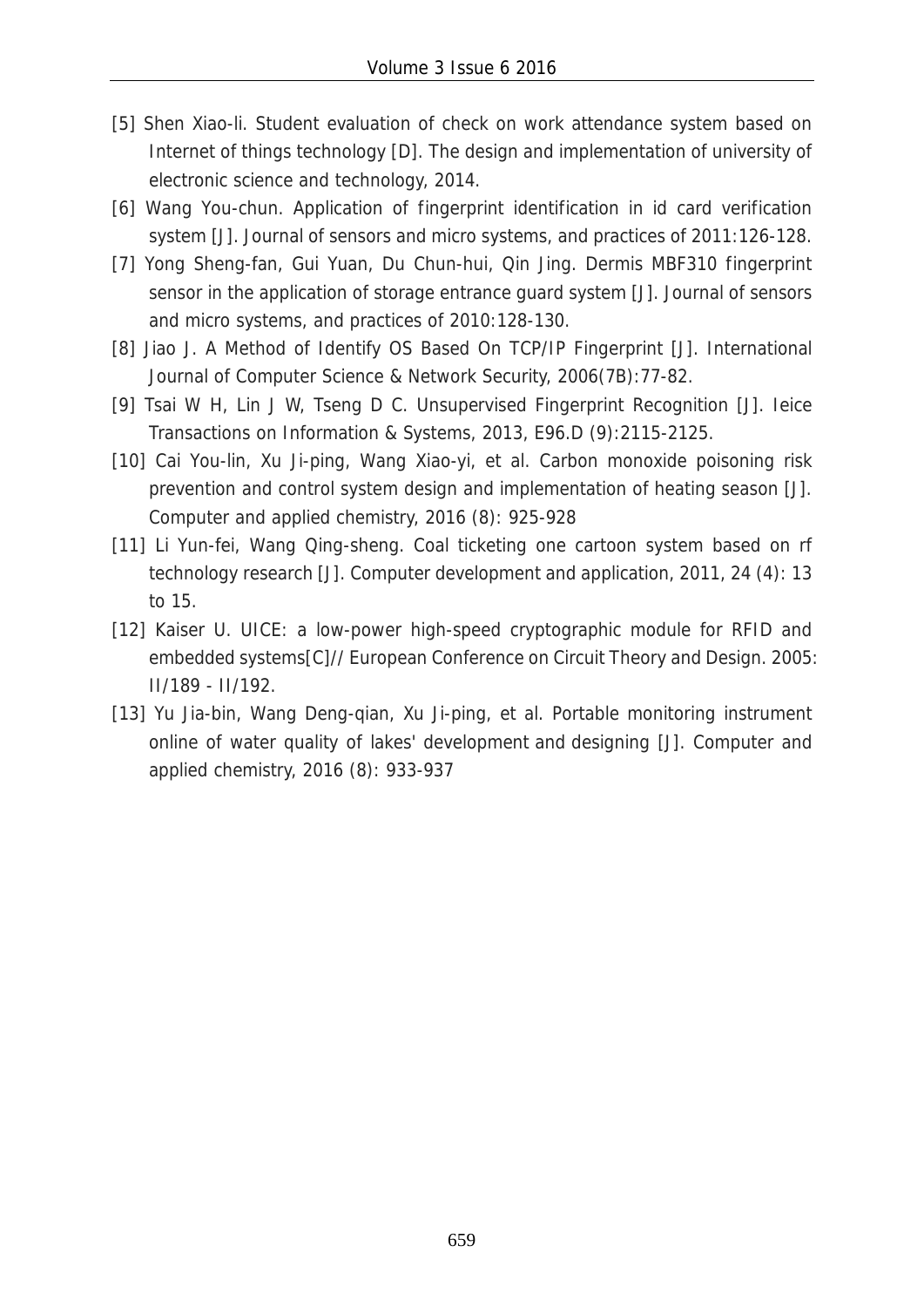[5] Shen Xiao-li. Student evaluation of check on work attendance system based on Internet of things technology [D]. The design and implementation of university of electronic science and technology, 2014.

[6] Wang You-chun. Application of fingerprint identification in id card verification system [J]. Journal of sensors and micro systems, and practices of 2011:126-128.

[7] Yong Sheng-fan, Gui Yuan, Du Chun-hui, Qin Jing. Dermis MBF310 fingerprint sensor in the application of storage entrance guard system [J]. Journal of sensors and micro systems, and practices of 2010:128-130.

[8] Jiao J. A Method of Identify OS Based On TCP/IP Fingerprint [J]. International Journal of Computer Science & Network Security, 2006(7B):77-82.

[9] Tsai W H, Lin J W, Tseng D C. Unsupervised Fingerprint Recognition [J]. Ieice Transactions on Information & Systems, 2013, E96.D (9):2115-2125.

[10] Cai You-lin, Xu Ji-ping, Wang Xiao-yi, et al. Carbon monoxide poisoning risk prevention and control system design and implementation of heating season [J]. Computer and applied chemistry, 2016 (8): 925-928

[11] Li Yun-fei, Wang Qing-sheng. Coal ticketing one cartoon system based on rf technology research [J]. Computer development and application, 2011, 24 (4): 13 to 15.

[12] Kaiser U. UICE: a low-power high-speed cryptographic module for RFID and embedded systems[C]// European Conference on Circuit Theory and Design. 2005: II/189 - II/192.

[13] Yu Jia-bin, Wang Deng-qian, Xu Ji-ping, et al. Portable monitoring instrument online of water quality of lakes' development and designing [J]. Computer and applied chemistry, 2016 (8): 933-937